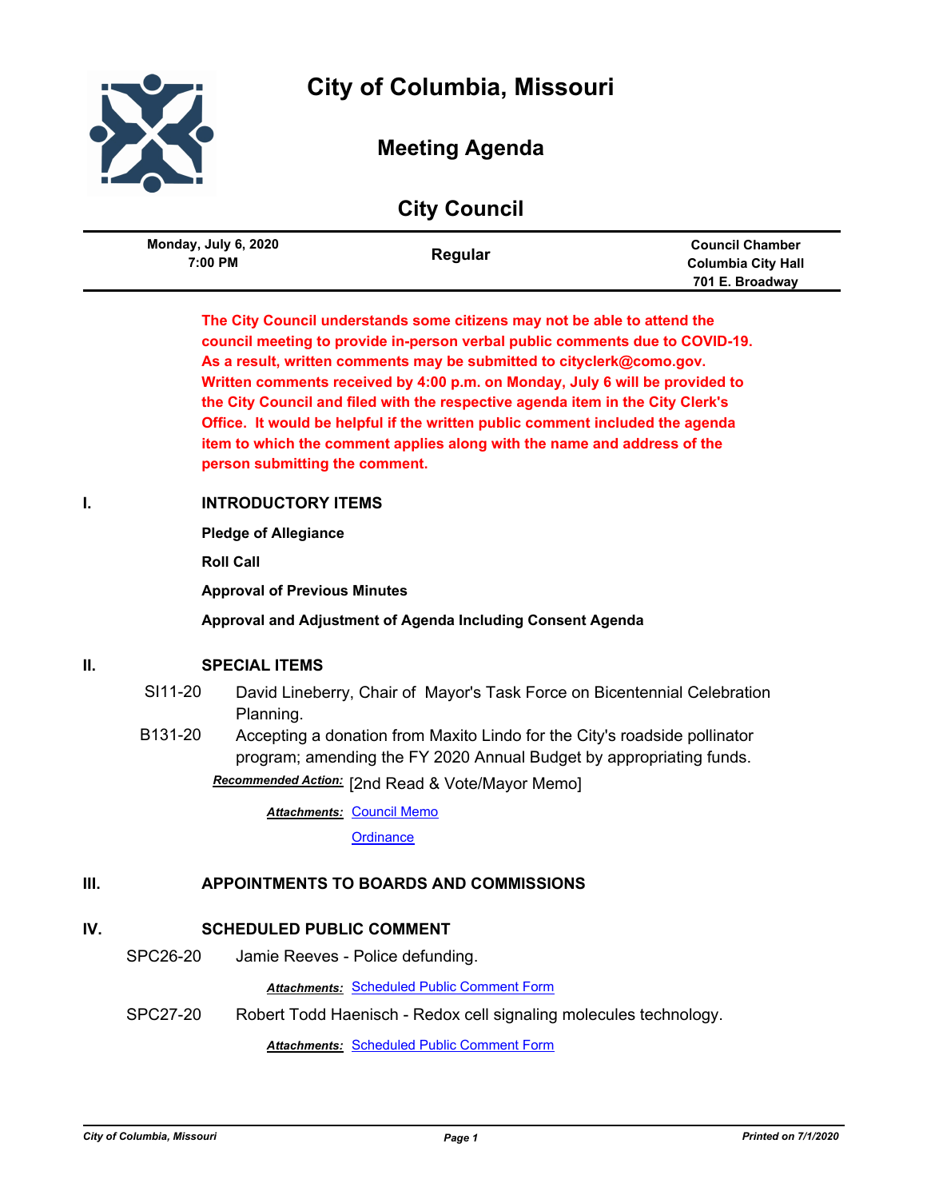# City of Columbia, Missouri

## Meeting Agenda

## City Council

| Monday, July 6, 2020 7:00 PM | Regular | Council Chamber Columbia City Hall 701 E. Broadway |
|---|---|---|

**The City Council understands some citizens may not be able to attend the council meeting to provide in-person verbal public comments due to COVID-19. As a result, written comments may be submitted to cityclerk@como.gov. Written comments received by 4:00 p.m. on Monday, July 6 will be provided to the City Council and filed with the respective agenda item in the City Clerk's Office. It would be helpful if the written public comment included the agenda item to which the comment applies along with the name and address of the person submitting the comment.**

## I. INTRODUCTORY ITEMS

**Pledge of Allegiance**

**Roll Call**

**Approval of Previous Minutes**

**Approval and Adjustment of Agenda Including Consent Agenda**

## II. SPECIAL ITEMS

SI11-20 David Lineberry, Chair of Mayor's Task Force on Bicentennial Celebration Planning.

B131-20 Accepting a donation from Maxito Lindo for the City's roadside pollinator program; amending the FY 2020 Annual Budget by appropriating funds.

***Recommended Action:*** [2nd Read & Vote/Mayor Memo]

***Attachments:*** Council Memo

Ordinance

## III. APPOINTMENTS TO BOARDS AND COMMISSIONS

## IV. SCHEDULED PUBLIC COMMENT

SPC26-20 Jamie Reeves - Police defunding.

***Attachments:*** Scheduled Public Comment Form

SPC27-20 Robert Todd Haenisch - Redox cell signaling molecules technology.

***Attachments:*** Scheduled Public Comment Form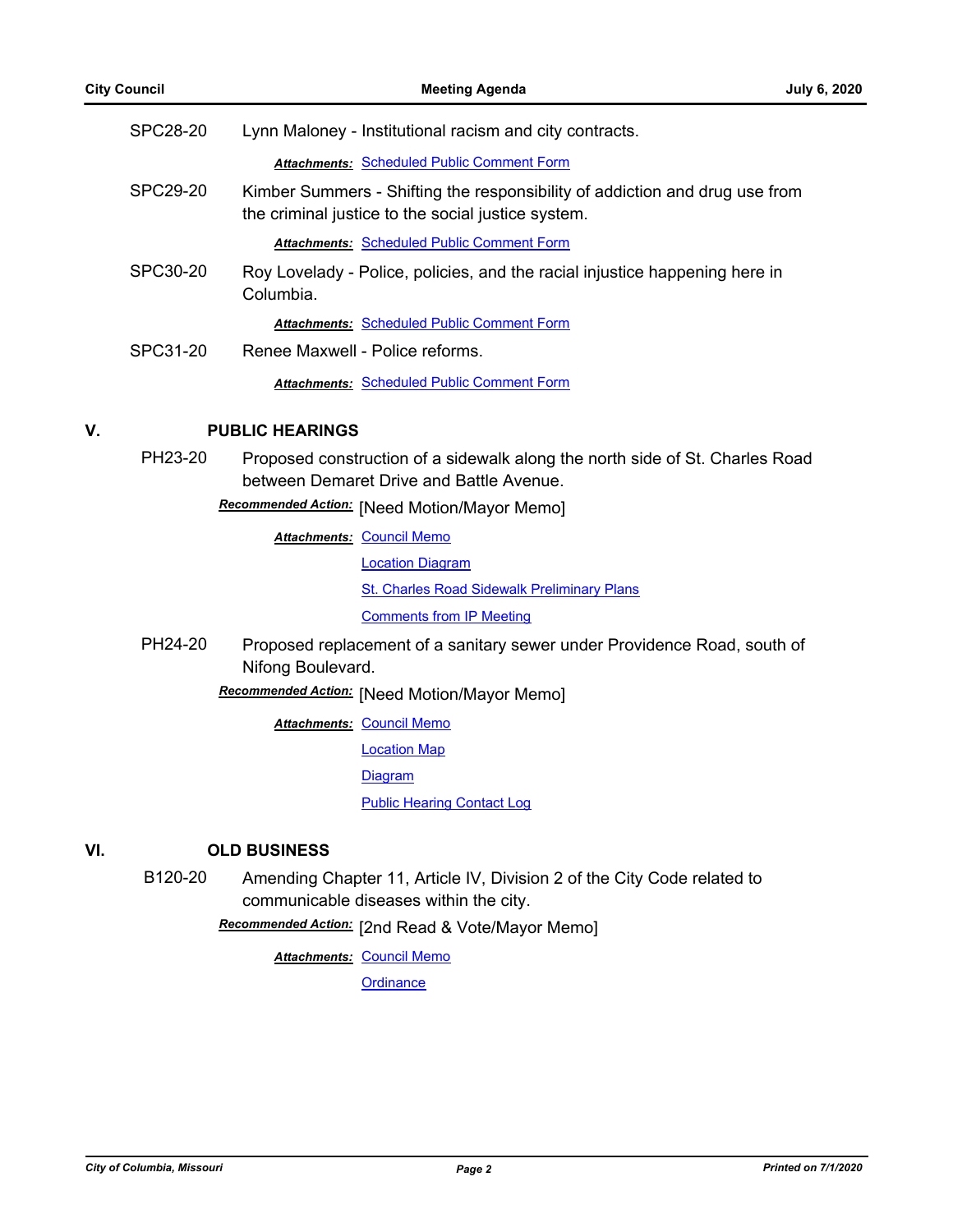SPC28-20 Lynn Maloney - Institutional racism and city contracts.

***Attachments:*** Scheduled Public Comment Form

SPC29-20 Kimber Summers - Shifting the responsibility of addiction and drug use from the criminal justice to the social justice system.

***Attachments:*** Scheduled Public Comment Form

SPC30-20 Roy Lovelady - Police, policies, and the racial injustice happening here in Columbia.

***Attachments:*** Scheduled Public Comment Form

SPC31-20 Renee Maxwell - Police reforms.

***Attachments:*** Scheduled Public Comment Form

## V. PUBLIC HEARINGS

PH23-20 Proposed construction of a sidewalk along the north side of St. Charles Road between Demaret Drive and Battle Avenue.

***Recommended Action:*** [Need Motion/Mayor Memo]

***Attachments:*** Council Memo
Location Diagram
St. Charles Road Sidewalk Preliminary Plans
Comments from IP Meeting

PH24-20 Proposed replacement of a sanitary sewer under Providence Road, south of Nifong Boulevard.

***Recommended Action:*** [Need Motion/Mayor Memo]

***Attachments:*** Council Memo
Location Map
Diagram
Public Hearing Contact Log

## VI. OLD BUSINESS

B120-20 Amending Chapter 11, Article IV, Division 2 of the City Code related to communicable diseases within the city.

***Recommended Action:*** [2nd Read & Vote/Mayor Memo]

***Attachments:*** Council Memo
Ordinance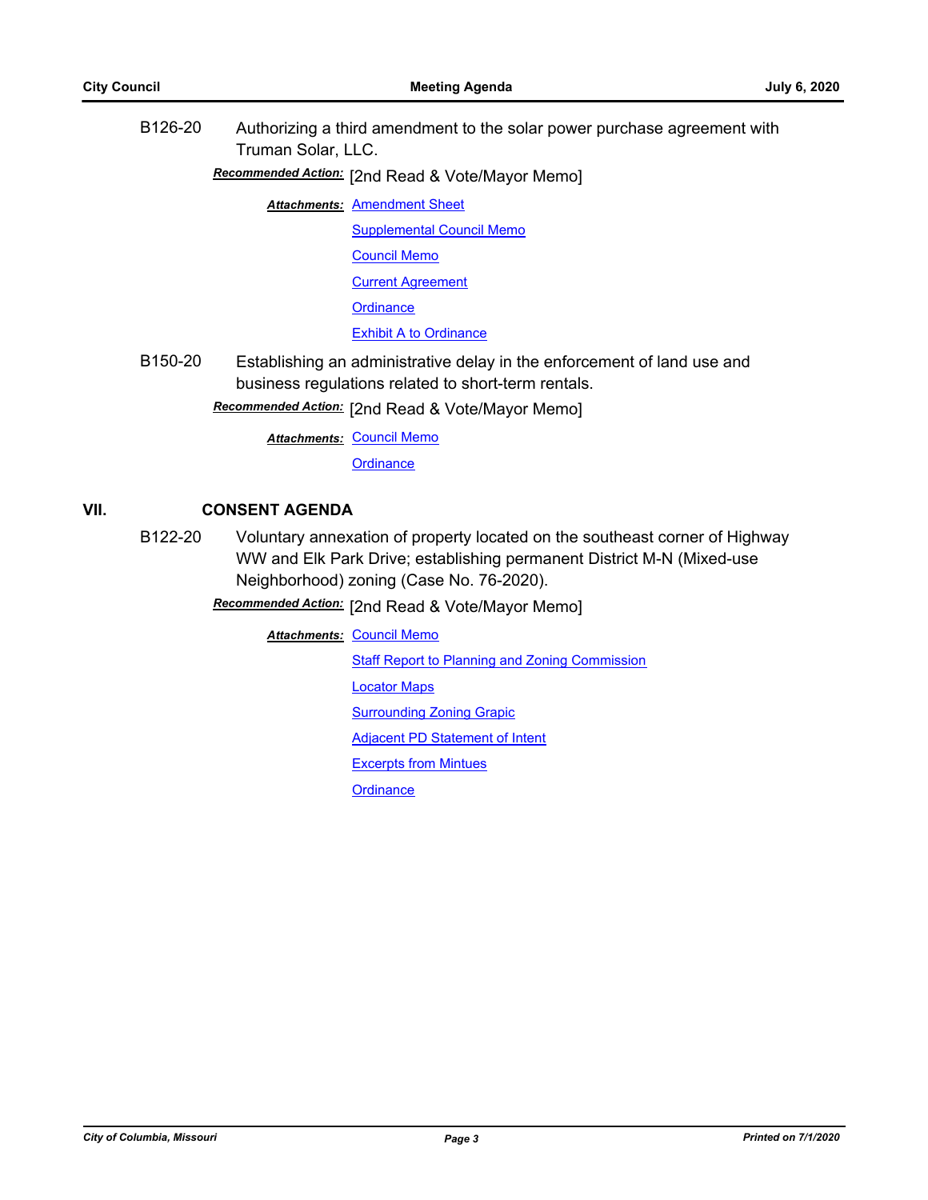B126-20 Authorizing a third amendment to the solar power purchase agreement with Truman Solar, LLC.

***Recommended Action:*** [2nd Read & Vote/Mayor Memo]

***Attachments:*** Amendment Sheet
Supplemental Council Memo
Council Memo
Current Agreement
Ordinance
Exhibit A to Ordinance

B150-20 Establishing an administrative delay in the enforcement of land use and business regulations related to short-term rentals.

***Recommended Action:*** [2nd Read & Vote/Mayor Memo]

***Attachments:*** Council Memo
Ordinance

## VII. CONSENT AGENDA

B122-20 Voluntary annexation of property located on the southeast corner of Highway WW and Elk Park Drive; establishing permanent District M-N (Mixed-use Neighborhood) zoning (Case No. 76-2020).

***Recommended Action:*** [2nd Read & Vote/Mayor Memo]

***Attachments:*** Council Memo
Staff Report to Planning and Zoning Commission
Locator Maps
Surrounding Zoning Grapic
Adjacent PD Statement of Intent
Excerpts from Mintues
Ordinance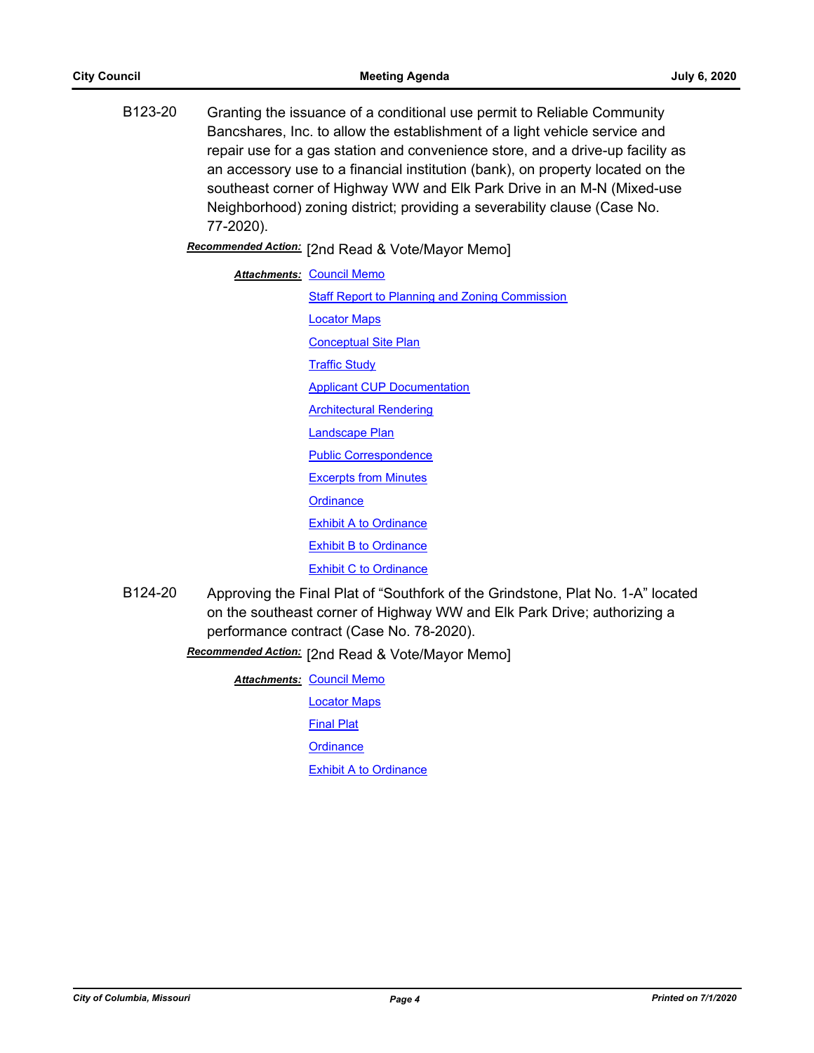B123-20 Granting the issuance of a conditional use permit to Reliable Community Bancshares, Inc. to allow the establishment of a light vehicle service and repair use for a gas station and convenience store, and a drive-up facility as an accessory use to a financial institution (bank), on property located on the southeast corner of Highway WW and Elk Park Drive in an M-N (Mixed-use Neighborhood) zoning district; providing a severability clause (Case No. 77-2020).

***Recommended Action:*** [2nd Read & Vote/Mayor Memo]

***Attachments:*** Council Memo
Staff Report to Planning and Zoning Commission
Locator Maps
Conceptual Site Plan
Traffic Study
Applicant CUP Documentation
Architectural Rendering
Landscape Plan
Public Correspondence
Excerpts from Minutes
Ordinance
Exhibit A to Ordinance
Exhibit B to Ordinance
Exhibit C to Ordinance

B124-20 Approving the Final Plat of "Southfork of the Grindstone, Plat No. 1-A" located on the southeast corner of Highway WW and Elk Park Drive; authorizing a performance contract (Case No. 78-2020).

***Recommended Action:*** [2nd Read & Vote/Mayor Memo]

***Attachments:*** Council Memo
Locator Maps
Final Plat
Ordinance
Exhibit A to Ordinance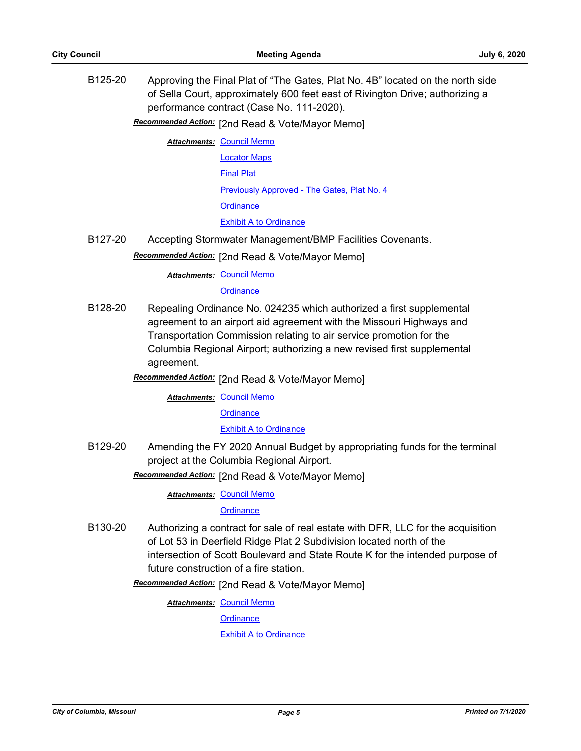B125-20 Approving the Final Plat of "The Gates, Plat No. 4B" located on the north side of Sella Court, approximately 600 feet east of Rivington Drive; authorizing a performance contract (Case No. 111-2020).

***Recommended Action:*** [2nd Read & Vote/Mayor Memo]

***Attachments:*** Council Memo
Locator Maps
Final Plat
Previously Approved - The Gates, Plat No. 4
Ordinance
Exhibit A to Ordinance

B127-20 Accepting Stormwater Management/BMP Facilities Covenants.

***Recommended Action:*** [2nd Read & Vote/Mayor Memo]

***Attachments:*** Council Memo
Ordinance

B128-20 Repealing Ordinance No. 024235 which authorized a first supplemental agreement to an airport aid agreement with the Missouri Highways and Transportation Commission relating to air service promotion for the Columbia Regional Airport; authorizing a new revised first supplemental agreement.

***Recommended Action:*** [2nd Read & Vote/Mayor Memo]

***Attachments:*** Council Memo
Ordinance
Exhibit A to Ordinance

B129-20 Amending the FY 2020 Annual Budget by appropriating funds for the terminal project at the Columbia Regional Airport.

***Recommended Action:*** [2nd Read & Vote/Mayor Memo]

***Attachments:*** Council Memo
Ordinance

B130-20 Authorizing a contract for sale of real estate with DFR, LLC for the acquisition of Lot 53 in Deerfield Ridge Plat 2 Subdivision located north of the intersection of Scott Boulevard and State Route K for the intended purpose of future construction of a fire station.

***Recommended Action:*** [2nd Read & Vote/Mayor Memo]

***Attachments:*** Council Memo
Ordinance
Exhibit A to Ordinance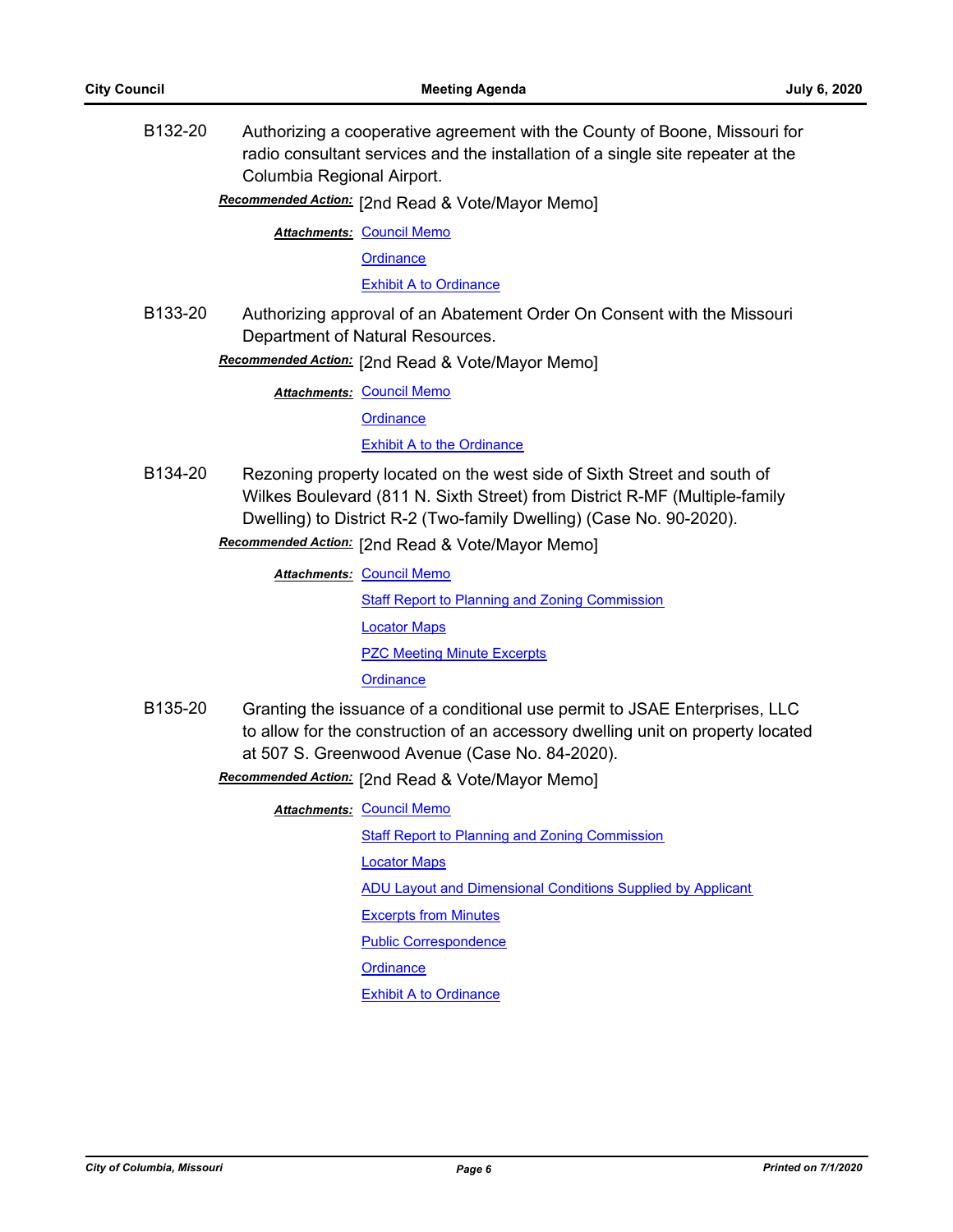B132-20 Authorizing a cooperative agreement with the County of Boone, Missouri for radio consultant services and the installation of a single site repeater at the Columbia Regional Airport.

***Recommended Action:*** [2nd Read & Vote/Mayor Memo]

***Attachments:*** Council Memo
Ordinance
Exhibit A to Ordinance

B133-20 Authorizing approval of an Abatement Order On Consent with the Missouri Department of Natural Resources.

***Recommended Action:*** [2nd Read & Vote/Mayor Memo]

***Attachments:*** Council Memo
Ordinance
Exhibit A to the Ordinance

B134-20 Rezoning property located on the west side of Sixth Street and south of Wilkes Boulevard (811 N. Sixth Street) from District R-MF (Multiple-family Dwelling) to District R-2 (Two-family Dwelling) (Case No. 90-2020).

***Recommended Action:*** [2nd Read & Vote/Mayor Memo]

***Attachments:*** Council Memo
Staff Report to Planning and Zoning Commission
Locator Maps
PZC Meeting Minute Excerpts
Ordinance

B135-20 Granting the issuance of a conditional use permit to JSAE Enterprises, LLC to allow for the construction of an accessory dwelling unit on property located at 507 S. Greenwood Avenue (Case No. 84-2020).

***Recommended Action:*** [2nd Read & Vote/Mayor Memo]

***Attachments:*** Council Memo
Staff Report to Planning and Zoning Commission
Locator Maps
ADU Layout and Dimensional Conditions Supplied by Applicant
Excerpts from Minutes
Public Correspondence
Ordinance
Exhibit A to Ordinance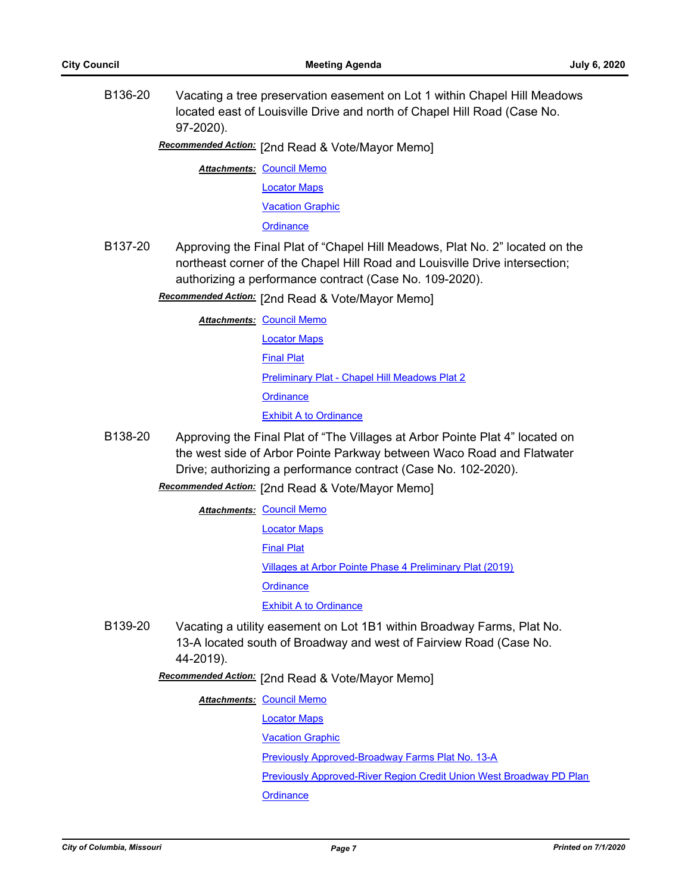B136-20 Vacating a tree preservation easement on Lot 1 within Chapel Hill Meadows located east of Louisville Drive and north of Chapel Hill Road (Case No. 97-2020).

***Recommended Action:*** [2nd Read & Vote/Mayor Memo]

***Attachments:*** Council Memo
Locator Maps
Vacation Graphic
Ordinance

B137-20 Approving the Final Plat of "Chapel Hill Meadows, Plat No. 2" located on the northeast corner of the Chapel Hill Road and Louisville Drive intersection; authorizing a performance contract (Case No. 109-2020).

***Recommended Action:*** [2nd Read & Vote/Mayor Memo]

***Attachments:*** Council Memo
Locator Maps
Final Plat
Preliminary Plat - Chapel Hill Meadows Plat 2
Ordinance
Exhibit A to Ordinance

B138-20 Approving the Final Plat of "The Villages at Arbor Pointe Plat 4" located on the west side of Arbor Pointe Parkway between Waco Road and Flatwater Drive; authorizing a performance contract (Case No. 102-2020).

***Recommended Action:*** [2nd Read & Vote/Mayor Memo]

***Attachments:*** Council Memo
Locator Maps
Final Plat
Villages at Arbor Pointe Phase 4 Preliminary Plat (2019)
Ordinance
Exhibit A to Ordinance

B139-20 Vacating a utility easement on Lot 1B1 within Broadway Farms, Plat No. 13-A located south of Broadway and west of Fairview Road (Case No. 44-2019).

***Recommended Action:*** [2nd Read & Vote/Mayor Memo]

***Attachments:*** Council Memo
Locator Maps
Vacation Graphic
Previously Approved-Broadway Farms Plat No. 13-A
Previously Approved-River Region Credit Union West Broadway PD Plan
Ordinance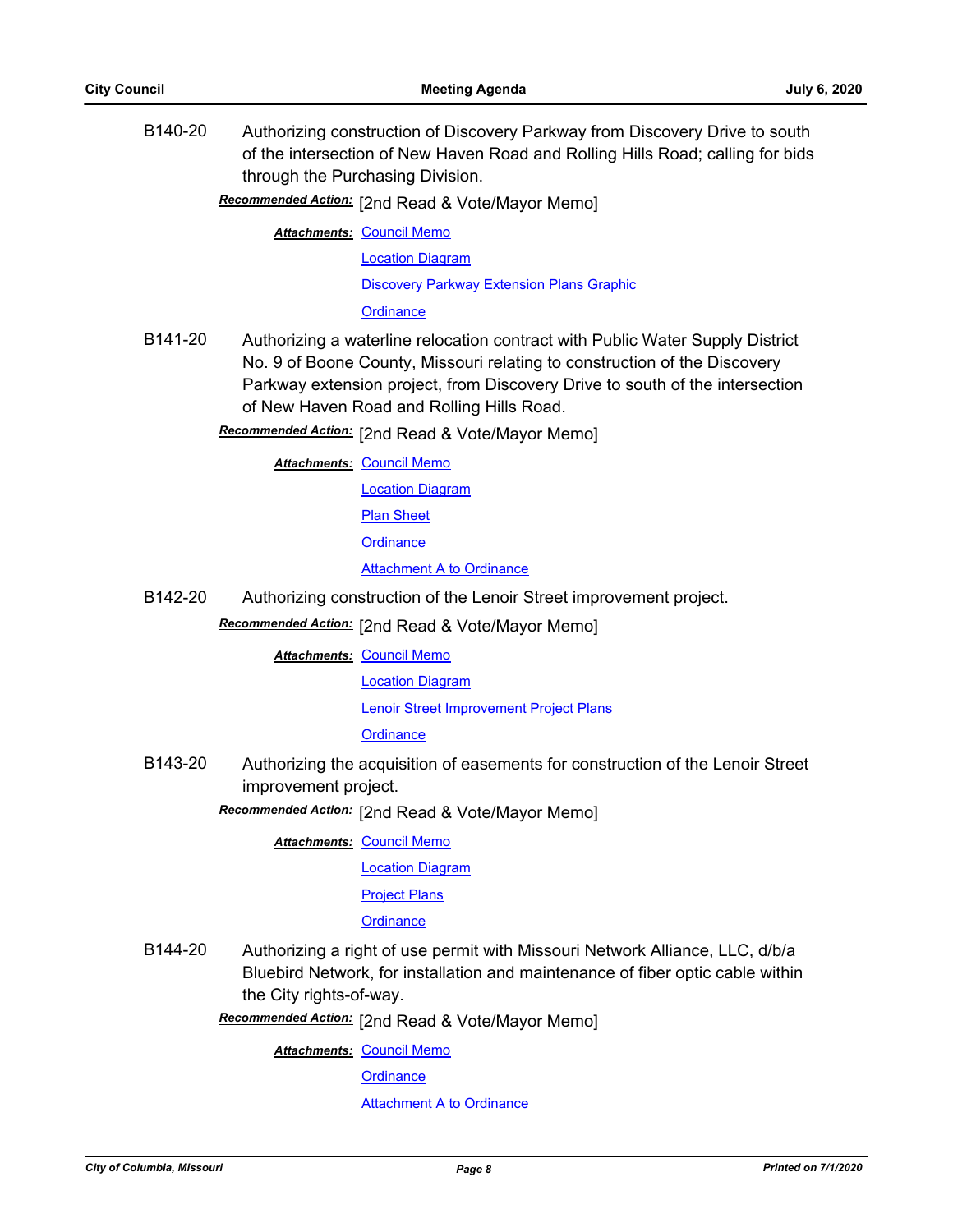**B140-20** Authorizing construction of Discovery Parkway from Discovery Drive to south of the intersection of New Haven Road and Rolling Hills Road; calling for bids through the Purchasing Division.

***Recommended Action:*** [2nd Read & Vote/Mayor Memo]

***Attachments:*** Council Memo
Location Diagram
Discovery Parkway Extension Plans Graphic
Ordinance

**B141-20** Authorizing a waterline relocation contract with Public Water Supply District No. 9 of Boone County, Missouri relating to construction of the Discovery Parkway extension project, from Discovery Drive to south of the intersection of New Haven Road and Rolling Hills Road.

***Recommended Action:*** [2nd Read & Vote/Mayor Memo]

***Attachments:*** Council Memo
Location Diagram
Plan Sheet
Ordinance
Attachment A to Ordinance

**B142-20** Authorizing construction of the Lenoir Street improvement project.

***Recommended Action:*** [2nd Read & Vote/Mayor Memo]

***Attachments:*** Council Memo
Location Diagram
Lenoir Street Improvement Project Plans
Ordinance

**B143-20** Authorizing the acquisition of easements for construction of the Lenoir Street improvement project.

***Recommended Action:*** [2nd Read & Vote/Mayor Memo]

***Attachments:*** Council Memo
Location Diagram
Project Plans
Ordinance

**B144-20** Authorizing a right of use permit with Missouri Network Alliance, LLC, d/b/a Bluebird Network, for installation and maintenance of fiber optic cable within the City rights-of-way.

***Recommended Action:*** [2nd Read & Vote/Mayor Memo]

***Attachments:*** Council Memo
Ordinance
Attachment A to Ordinance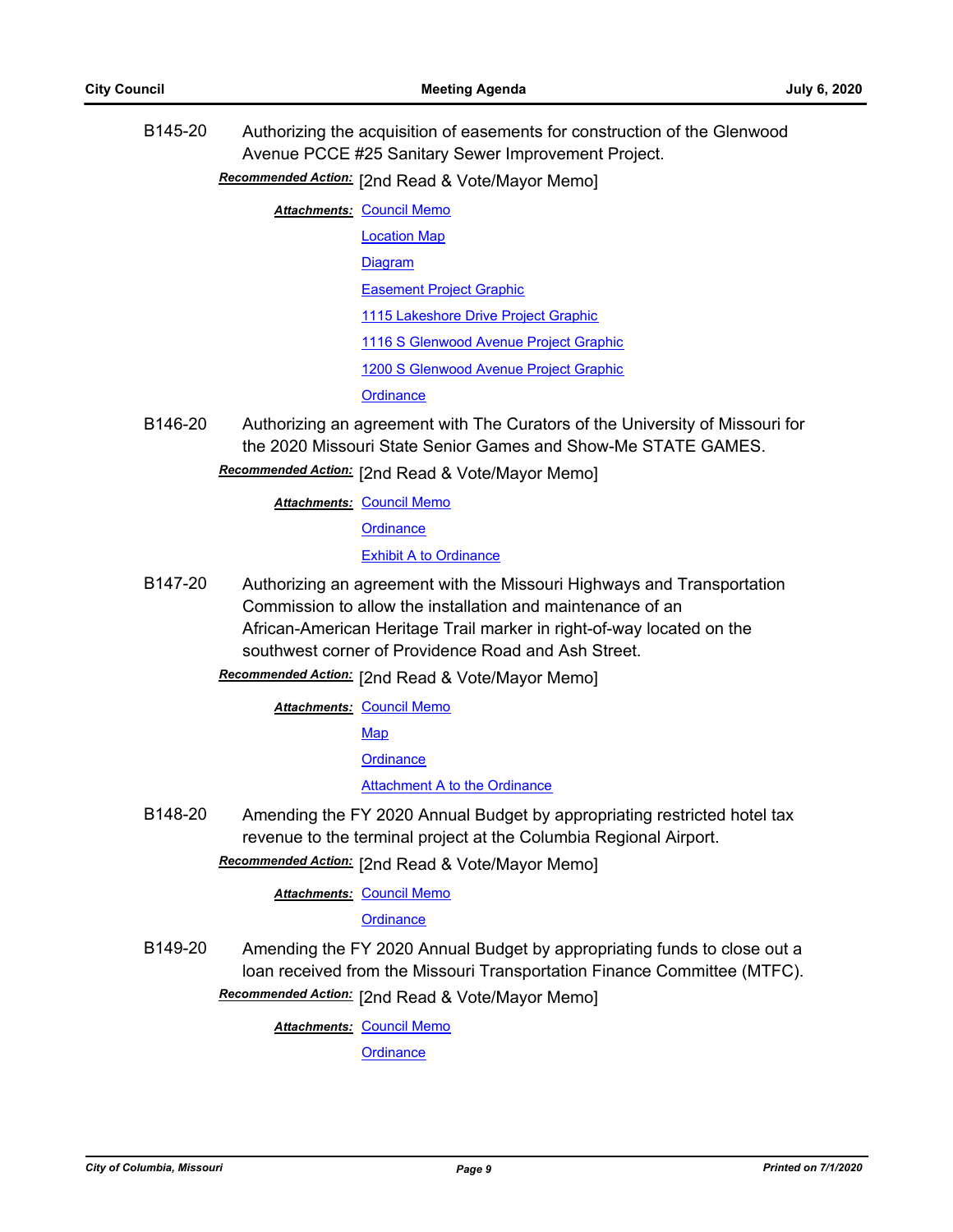B145-20 Authorizing the acquisition of easements for construction of the Glenwood Avenue PCCE #25 Sanitary Sewer Improvement Project.

***Recommended Action:*** [2nd Read & Vote/Mayor Memo]

***Attachments:*** Council Memo

Location Map

Diagram

Easement Project Graphic

1115 Lakeshore Drive Project Graphic

1116 S Glenwood Avenue Project Graphic

1200 S Glenwood Avenue Project Graphic

Ordinance

B146-20 Authorizing an agreement with The Curators of the University of Missouri for the 2020 Missouri State Senior Games and Show-Me STATE GAMES.

***Recommended Action:*** [2nd Read & Vote/Mayor Memo]

***Attachments:*** Council Memo

Ordinance

Exhibit A to Ordinance

B147-20 Authorizing an agreement with the Missouri Highways and Transportation Commission to allow the installation and maintenance of an African-American Heritage Trail marker in right-of-way located on the southwest corner of Providence Road and Ash Street.

***Recommended Action:*** [2nd Read & Vote/Mayor Memo]

***Attachments:*** Council Memo

Map

Ordinance

Attachment A to the Ordinance

B148-20 Amending the FY 2020 Annual Budget by appropriating restricted hotel tax revenue to the terminal project at the Columbia Regional Airport.

***Recommended Action:*** [2nd Read & Vote/Mayor Memo]

***Attachments:*** Council Memo

Ordinance

B149-20 Amending the FY 2020 Annual Budget by appropriating funds to close out a loan received from the Missouri Transportation Finance Committee (MTFC).

***Recommended Action:*** [2nd Read & Vote/Mayor Memo]

***Attachments:*** Council Memo

Ordinance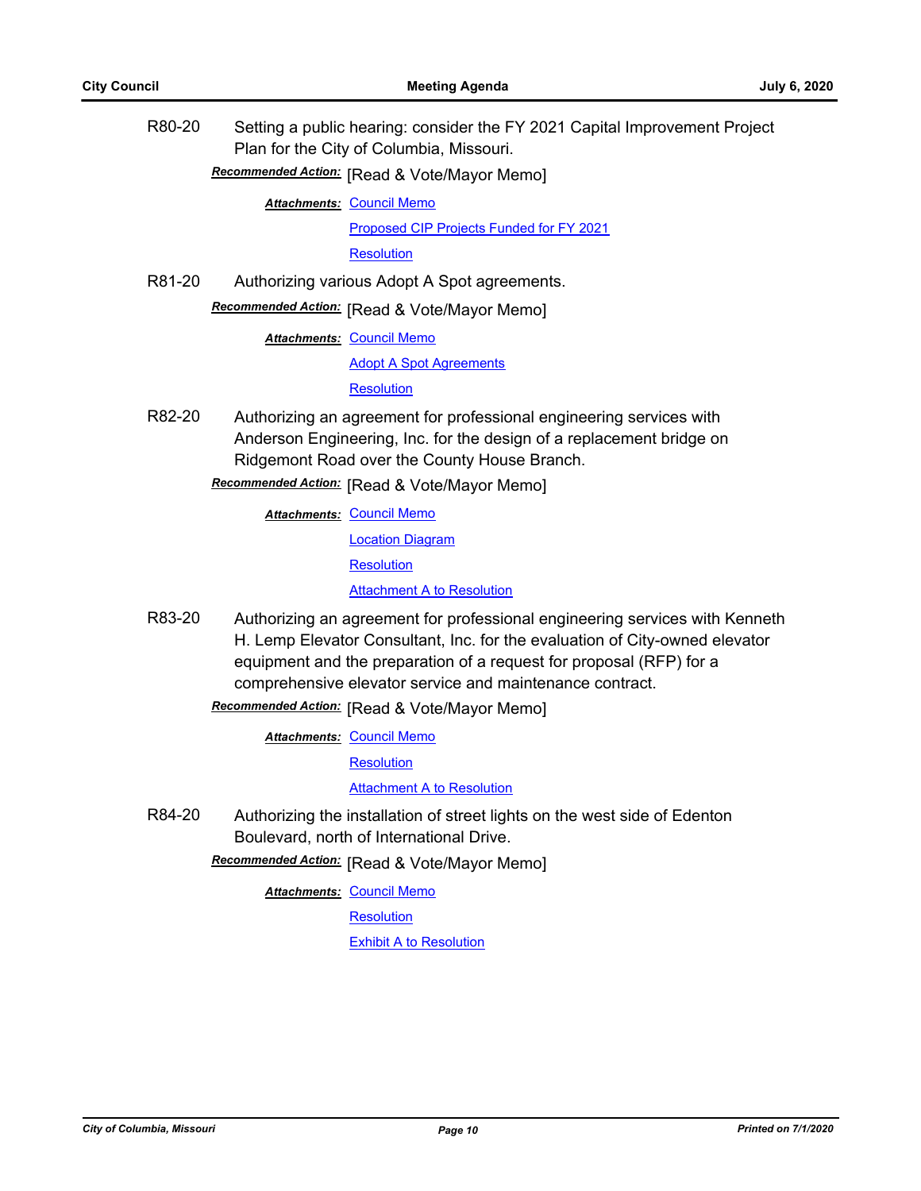R80-20 Setting a public hearing: consider the FY 2021 Capital Improvement Project Plan for the City of Columbia, Missouri.

***Recommended Action:*** [Read & Vote/Mayor Memo]

***Attachments:*** Council Memo
Proposed CIP Projects Funded for FY 2021
Resolution

R81-20 Authorizing various Adopt A Spot agreements.

***Recommended Action:*** [Read & Vote/Mayor Memo]

***Attachments:*** Council Memo
Adopt A Spot Agreements
Resolution

R82-20 Authorizing an agreement for professional engineering services with Anderson Engineering, Inc. for the design of a replacement bridge on Ridgemont Road over the County House Branch.

***Recommended Action:*** [Read & Vote/Mayor Memo]

***Attachments:*** Council Memo
Location Diagram
Resolution
Attachment A to Resolution

R83-20 Authorizing an agreement for professional engineering services with Kenneth H. Lemp Elevator Consultant, Inc. for the evaluation of City-owned elevator equipment and the preparation of a request for proposal (RFP) for a comprehensive elevator service and maintenance contract.

***Recommended Action:*** [Read & Vote/Mayor Memo]

***Attachments:*** Council Memo
Resolution
Attachment A to Resolution

R84-20 Authorizing the installation of street lights on the west side of Edenton Boulevard, north of International Drive.

***Recommended Action:*** [Read & Vote/Mayor Memo]

***Attachments:*** Council Memo
Resolution
Exhibit A to Resolution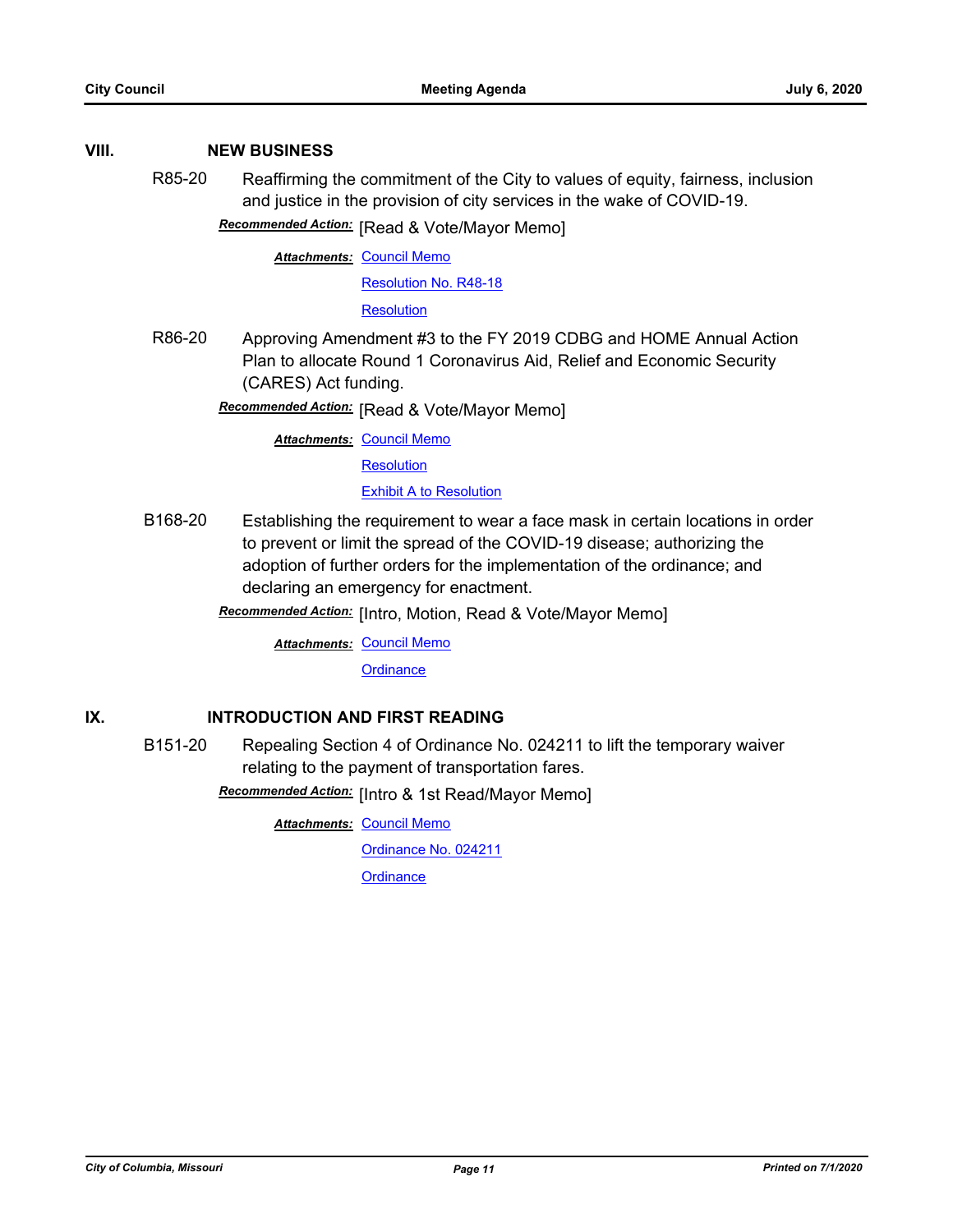## VIII. NEW BUSINESS

**R85-20** Reaffirming the commitment of the City to values of equity, fairness, inclusion and justice in the provision of city services in the wake of COVID-19.

***Recommended Action:*** [Read & Vote/Mayor Memo]

***Attachments:*** Council Memo
Resolution No. R48-18
Resolution

**R86-20** Approving Amendment #3 to the FY 2019 CDBG and HOME Annual Action Plan to allocate Round 1 Coronavirus Aid, Relief and Economic Security (CARES) Act funding.

***Recommended Action:*** [Read & Vote/Mayor Memo]

***Attachments:*** Council Memo
Resolution
Exhibit A to Resolution

**B168-20** Establishing the requirement to wear a face mask in certain locations in order to prevent or limit the spread of the COVID-19 disease; authorizing the adoption of further orders for the implementation of the ordinance; and declaring an emergency for enactment.

***Recommended Action:*** [Intro, Motion, Read & Vote/Mayor Memo]

***Attachments:*** Council Memo
Ordinance

## IX. INTRODUCTION AND FIRST READING

**B151-20** Repealing Section 4 of Ordinance No. 024211 to lift the temporary waiver relating to the payment of transportation fares.

***Recommended Action:*** [Intro & 1st Read/Mayor Memo]

***Attachments:*** Council Memo
Ordinance No. 024211
Ordinance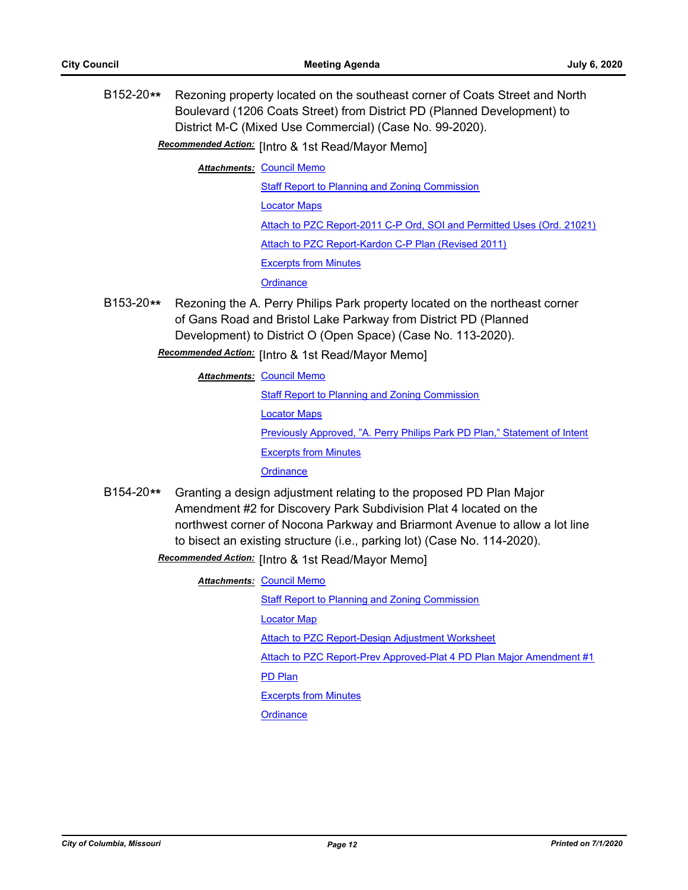B152-20** Rezoning property located on the southeast corner of Coats Street and North Boulevard (1206 Coats Street) from District PD (Planned Development) to District M-C (Mixed Use Commercial) (Case No. 99-2020).

***Recommended Action:*** [Intro & 1st Read/Mayor Memo]

***Attachments:*** Council Memo
Staff Report to Planning and Zoning Commission
Locator Maps
Attach to PZC Report-2011 C-P Ord, SOI and Permitted Uses (Ord. 21021)
Attach to PZC Report-Kardon C-P Plan (Revised 2011)
Excerpts from Minutes
Ordinance

B153-20** Rezoning the A. Perry Philips Park property located on the northeast corner of Gans Road and Bristol Lake Parkway from District PD (Planned Development) to District O (Open Space) (Case No. 113-2020).

***Recommended Action:*** [Intro & 1st Read/Mayor Memo]

***Attachments:*** Council Memo
Staff Report to Planning and Zoning Commission
Locator Maps
Previously Approved, "A. Perry Philips Park PD Plan," Statement of Intent
Excerpts from Minutes
Ordinance

B154-20** Granting a design adjustment relating to the proposed PD Plan Major Amendment #2 for Discovery Park Subdivision Plat 4 located on the northwest corner of Nocona Parkway and Briarmont Avenue to allow a lot line to bisect an existing structure (i.e., parking lot) (Case No. 114-2020).

***Recommended Action:*** [Intro & 1st Read/Mayor Memo]

***Attachments:*** Council Memo
Staff Report to Planning and Zoning Commission
Locator Map
Attach to PZC Report-Design Adjustment Worksheet
Attach to PZC Report-Prev Approved-Plat 4 PD Plan Major Amendment #1
PD Plan
Excerpts from Minutes
Ordinance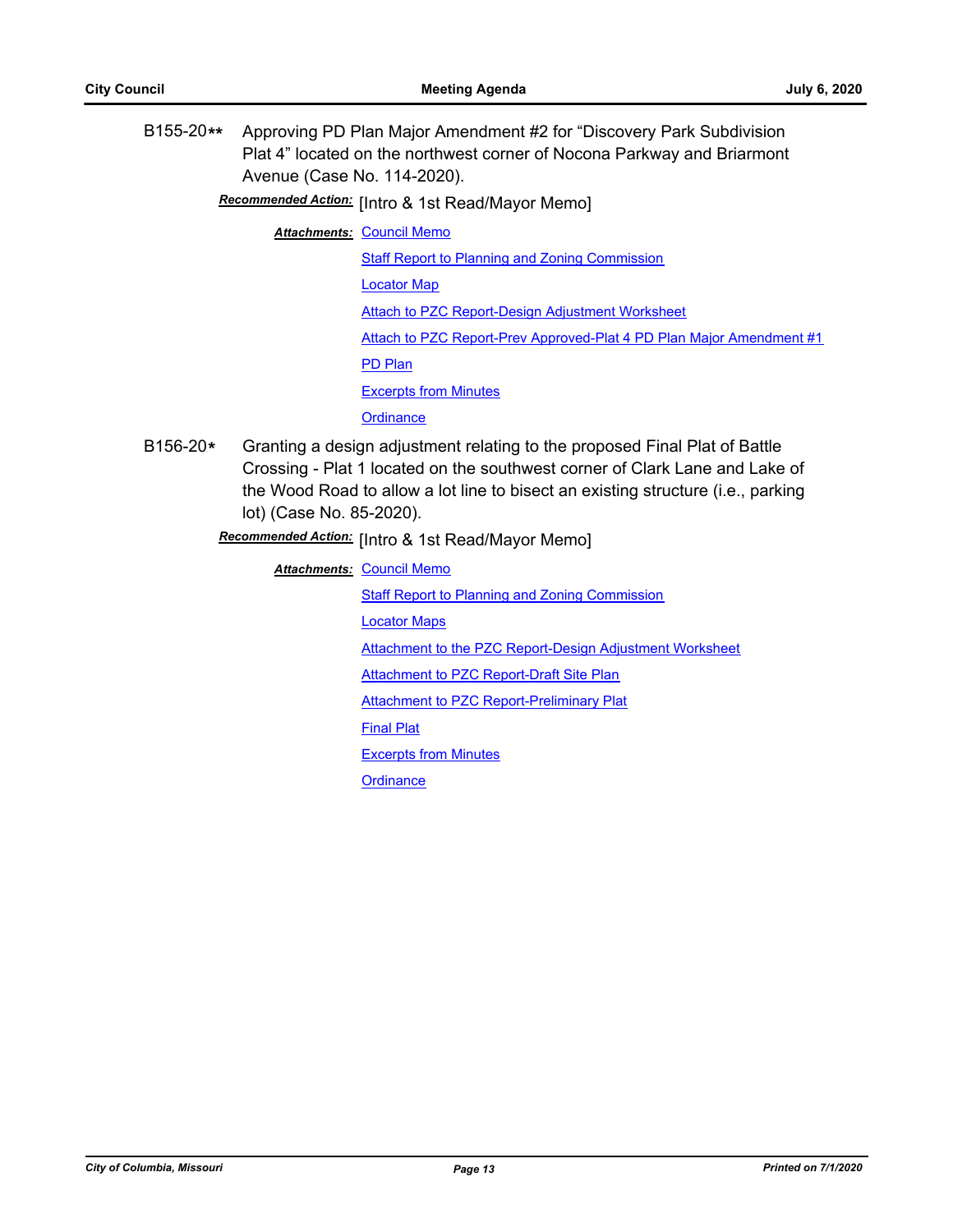B155-20** Approving PD Plan Major Amendment #2 for "Discovery Park Subdivision Plat 4" located on the northwest corner of Nocona Parkway and Briarmont Avenue (Case No. 114-2020).

***Recommended Action:*** [Intro & 1st Read/Mayor Memo]

***Attachments:*** Council Memo

Staff Report to Planning and Zoning Commission

Locator Map

Attach to PZC Report-Design Adjustment Worksheet

Attach to PZC Report-Prev Approved-Plat 4 PD Plan Major Amendment #1

PD Plan

Excerpts from Minutes

Ordinance

B156-20* Granting a design adjustment relating to the proposed Final Plat of Battle Crossing - Plat 1 located on the southwest corner of Clark Lane and Lake of the Wood Road to allow a lot line to bisect an existing structure (i.e., parking lot) (Case No. 85-2020).

***Recommended Action:*** [Intro & 1st Read/Mayor Memo]

***Attachments:*** Council Memo

Staff Report to Planning and Zoning Commission

Locator Maps

Attachment to the PZC Report-Design Adjustment Worksheet

Attachment to PZC Report-Draft Site Plan

Attachment to PZC Report-Preliminary Plat

Final Plat

Excerpts from Minutes

Ordinance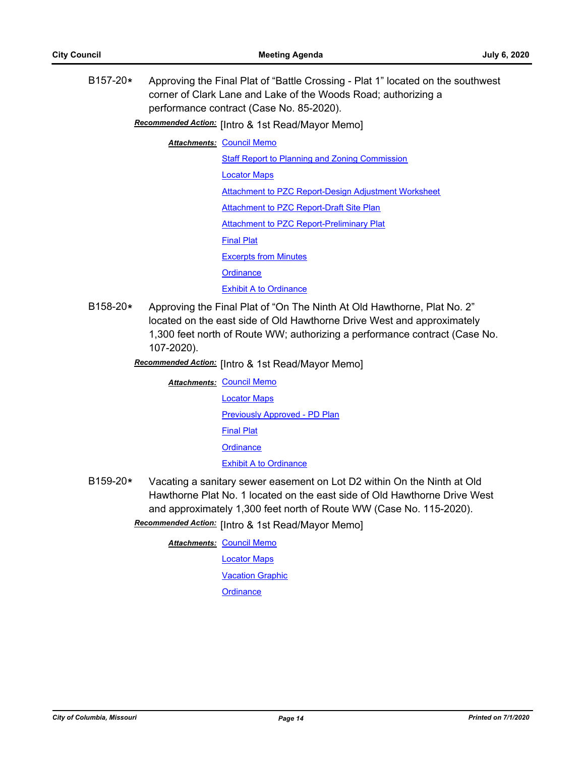B157-20* Approving the Final Plat of “Battle Crossing - Plat 1” located on the southwest corner of Clark Lane and Lake of the Woods Road; authorizing a performance contract (Case No. 85-2020).

***Recommended Action:*** [Intro & 1st Read/Mayor Memo]

***Attachments:*** Council Memo
Staff Report to Planning and Zoning Commission
Locator Maps
Attachment to PZC Report-Design Adjustment Worksheet
Attachment to PZC Report-Draft Site Plan
Attachment to PZC Report-Preliminary Plat
Final Plat
Excerpts from Minutes
Ordinance
Exhibit A to Ordinance

B158-20* Approving the Final Plat of “On The Ninth At Old Hawthorne, Plat No. 2” located on the east side of Old Hawthorne Drive West and approximately 1,300 feet north of Route WW; authorizing a performance contract (Case No. 107-2020).

***Recommended Action:*** [Intro & 1st Read/Mayor Memo]

***Attachments:*** Council Memo
Locator Maps
Previously Approved - PD Plan
Final Plat
Ordinance
Exhibit A to Ordinance

B159-20* Vacating a sanitary sewer easement on Lot D2 within On the Ninth at Old Hawthorne Plat No. 1 located on the east side of Old Hawthorne Drive West and approximately 1,300 feet north of Route WW (Case No. 115-2020).

***Recommended Action:*** [Intro & 1st Read/Mayor Memo]

***Attachments:*** Council Memo
Locator Maps
Vacation Graphic
Ordinance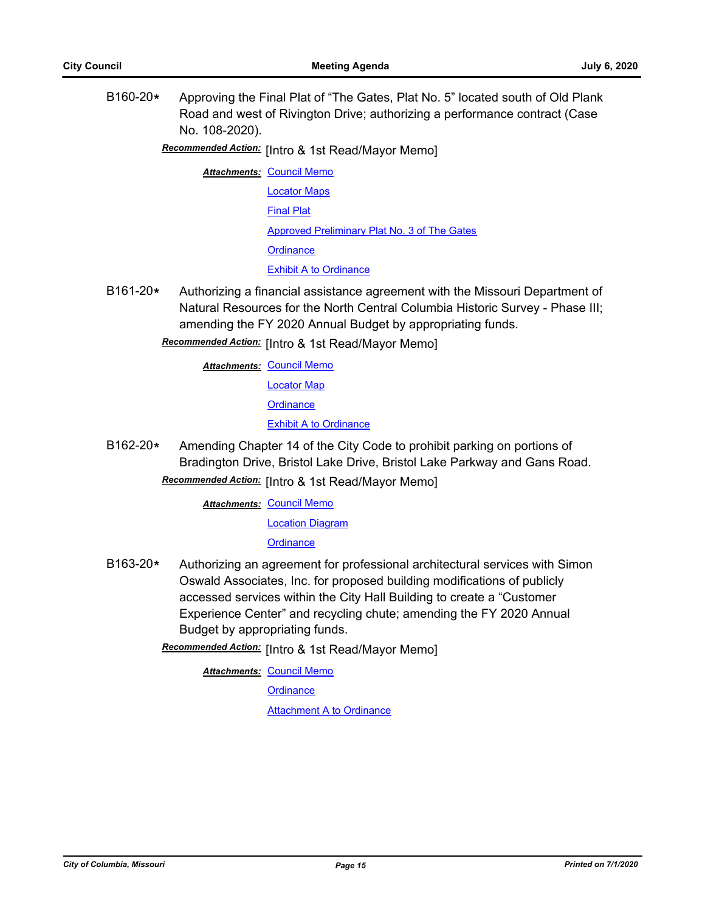B160-20* Approving the Final Plat of "The Gates, Plat No. 5" located south of Old Plank Road and west of Rivington Drive; authorizing a performance contract (Case No. 108-2020).

***Recommended Action:*** [Intro & 1st Read/Mayor Memo]

***Attachments:*** Council Memo
Locator Maps
Final Plat
Approved Preliminary Plat No. 3 of The Gates
Ordinance
Exhibit A to Ordinance

B161-20* Authorizing a financial assistance agreement with the Missouri Department of Natural Resources for the North Central Columbia Historic Survey - Phase III; amending the FY 2020 Annual Budget by appropriating funds.

***Recommended Action:*** [Intro & 1st Read/Mayor Memo]

***Attachments:*** Council Memo
Locator Map
Ordinance
Exhibit A to Ordinance

B162-20* Amending Chapter 14 of the City Code to prohibit parking on portions of Bradington Drive, Bristol Lake Drive, Bristol Lake Parkway and Gans Road.

***Recommended Action:*** [Intro & 1st Read/Mayor Memo]

***Attachments:*** Council Memo
Location Diagram
Ordinance

B163-20* Authorizing an agreement for professional architectural services with Simon Oswald Associates, Inc. for proposed building modifications of publicly accessed services within the City Hall Building to create a "Customer Experience Center" and recycling chute; amending the FY 2020 Annual Budget by appropriating funds.

***Recommended Action:*** [Intro & 1st Read/Mayor Memo]

***Attachments:*** Council Memo
Ordinance
Attachment A to Ordinance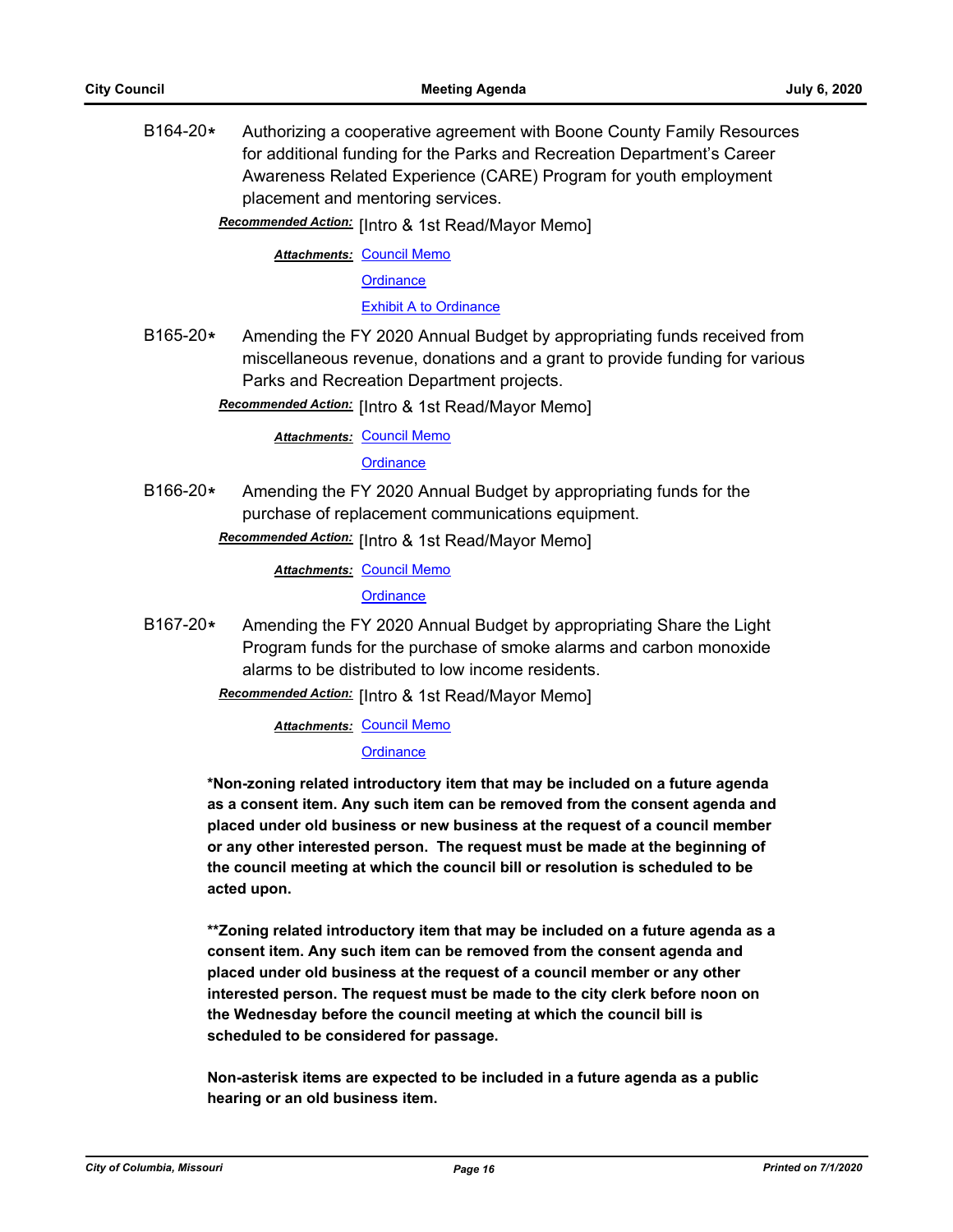B164-20* Authorizing a cooperative agreement with Boone County Family Resources for additional funding for the Parks and Recreation Department's Career Awareness Related Experience (CARE) Program for youth employment placement and mentoring services.

***Recommended Action:*** [Intro & 1st Read/Mayor Memo]

***Attachments:*** Council Memo

Ordinance

Exhibit A to Ordinance

B165-20* Amending the FY 2020 Annual Budget by appropriating funds received from miscellaneous revenue, donations and a grant to provide funding for various Parks and Recreation Department projects.

***Recommended Action:*** [Intro & 1st Read/Mayor Memo]

***Attachments:*** Council Memo

Ordinance

B166-20* Amending the FY 2020 Annual Budget by appropriating funds for the purchase of replacement communications equipment.

***Recommended Action:*** [Intro & 1st Read/Mayor Memo]

***Attachments:*** Council Memo

Ordinance

B167-20* Amending the FY 2020 Annual Budget by appropriating Share the Light Program funds for the purchase of smoke alarms and carbon monoxide alarms to be distributed to low income residents.

***Recommended Action:*** [Intro & 1st Read/Mayor Memo]

***Attachments:*** Council Memo

Ordinance

**\*Non-zoning related introductory item that may be included on a future agenda as a consent item. Any such item can be removed from the consent agenda and placed under old business or new business at the request of a council member or any other interested person. The request must be made at the beginning of the council meeting at which the council bill or resolution is scheduled to be acted upon.**

**\*\*Zoning related introductory item that may be included on a future agenda as a consent item. Any such item can be removed from the consent agenda and placed under old business at the request of a council member or any other interested person. The request must be made to the city clerk before noon on the Wednesday before the council meeting at which the council bill is scheduled to be considered for passage.**

**Non-asterisk items are expected to be included in a future agenda as a public hearing or an old business item.**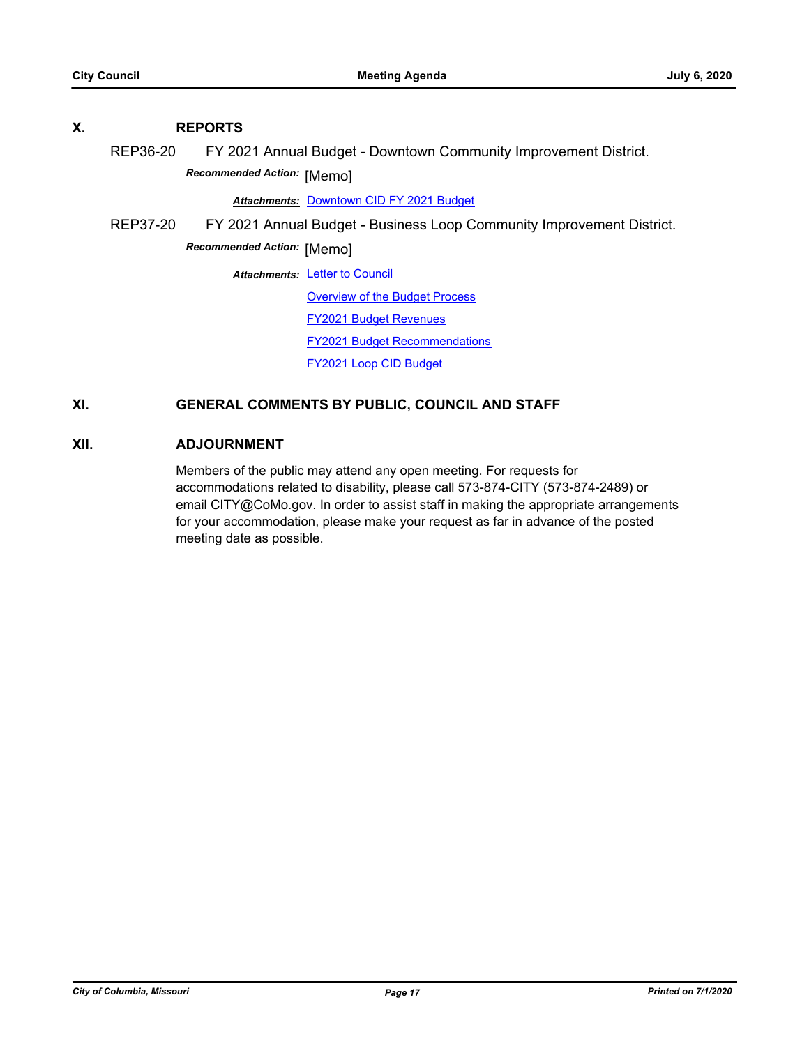## X. REPORTS

REP36-20 FY 2021 Annual Budget - Downtown Community Improvement District.

***Recommended Action:*** [Memo]

***Attachments:*** Downtown CID FY 2021 Budget

REP37-20 FY 2021 Annual Budget - Business Loop Community Improvement District.

***Recommended Action:*** [Memo]

***Attachments:*** Letter to Council

Overview of the Budget Process

FY2021 Budget Revenues

FY2021 Budget Recommendations

FY2021 Loop CID Budget

## XI. GENERAL COMMENTS BY PUBLIC, COUNCIL AND STAFF

## XII. ADJOURNMENT

Members of the public may attend any open meeting. For requests for accommodations related to disability, please call 573-874-CITY (573-874-2489) or email CITY@CoMo.gov. In order to assist staff in making the appropriate arrangements for your accommodation, please make your request as far in advance of the posted meeting date as possible.